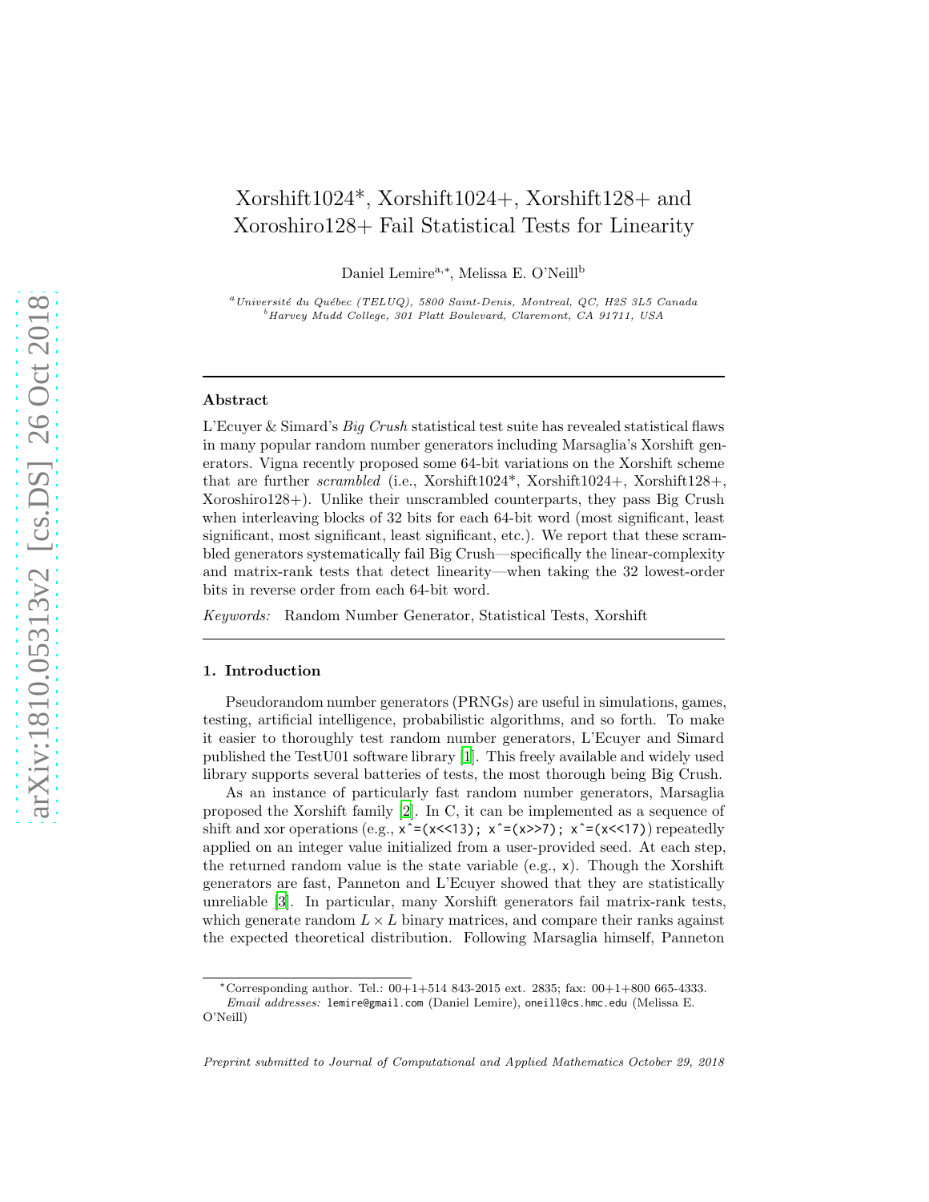# Xorshift1024*, Xorshift1024+, Xorshift128+ and Xoroshiro128+ Fail Statistical Tests for Linearity

Daniel Lemire[a,*], Melissa E. O'Neill[b]

[a] *Université du Québec (TELUQ), 5800 Saint-Denis, Montreal, QC, H2S 3L5 Canada*
[b] *Harvey Mudd College, 301 Platt Boulevard, Claremont, CA 91711, USA*

---

## Abstract

L'Ecuyer & Simard's *Big Crush* statistical test suite has revealed statistical flaws in many popular random number generators including Marsaglia's Xorshift generators. Vigna recently proposed some 64-bit variations on the Xorshift scheme that are further *scrambled* (i.e., Xorshift1024*, Xorshift1024+, Xorshift128+, Xoroshiro128+). Unlike their unscrambled counterparts, they pass Big Crush when interleaving blocks of 32 bits for each 64-bit word (most significant, least significant, most significant, least significant, etc.). We report that these scrambled generators systematically fail Big Crush—specifically the linear-complexity and matrix-rank tests that detect linearity—when taking the 32 lowest-order bits in reverse order from each 64-bit word.

*Keywords:* Random Number Generator, Statistical Tests, Xorshift

---

## 1. Introduction

Pseudorandom number generators (PRNGs) are useful in simulations, games, testing, artificial intelligence, probabilistic algorithms, and so forth. To make it easier to thoroughly test random number generators, L'Ecuyer and Simard published the TestU01 software library [1]. This freely available and widely used library supports several batteries of tests, the most thorough being Big Crush.

As an instance of particularly fast random number generators, Marsaglia proposed the Xorshift family [2]. In C, it can be implemented as a sequence of shift and xor operations (e.g., `x^=(x<<13); x^=(x>>7); x^=(x<<17)`) repeatedly applied on an integer value initialized from a user-provided seed. At each step, the returned random value is the state variable (e.g., `x`). Though the Xorshift generators are fast, Panneton and L'Ecuyer showed that they are statistically unreliable [3]. In particular, many Xorshift generators fail matrix-rank tests, which generate random $L \times L$ binary matrices, and compare their ranks against the expected theoretical distribution. Following Marsaglia himself, Panneton

---

*Corresponding author. Tel.: 00+1+514 843-2015 ext. 2835; fax: 00+1+800 665-4333.
*Email addresses:* lemire@gmail.com (Daniel Lemire), oneill@cs.hmc.edu (Melissa E. O'Neill)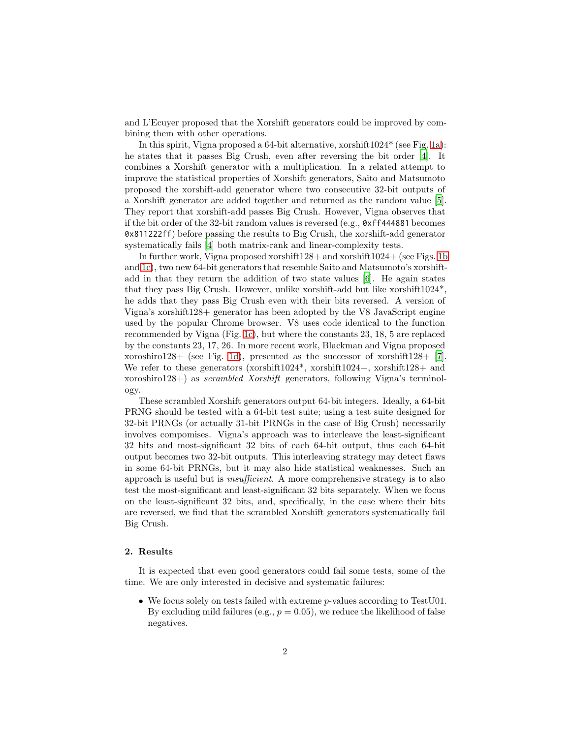and L'Ecuyer proposed that the Xorshift generators could be improved by combining them with other operations.

In this spirit, Vigna proposed a 64-bit alternative, xorshift1024* (see Fig. 1a): he states that it passes Big Crush, even after reversing the bit order [4]. It combines a Xorshift generator with a multiplication. In a related attempt to improve the statistical properties of Xorshift generators, Saito and Matsumoto proposed the xorshift-add generator where two consecutive 32-bit outputs of a Xorshift generator are added together and returned as the random value [5]. They report that xorshift-add passes Big Crush. However, Vigna observes that if the bit order of the 32-bit random values is reversed (e.g., `0xff444881` becomes `0x811222ff`) before passing the results to Big Crush, the xorshift-add generator systematically fails [4] both matrix-rank and linear-complexity tests.

In further work, Vigna proposed xorshift128+ and xorshift1024+ (see Figs. 1b and 1c), two new 64-bit generators that resemble Saito and Matsumoto's xorshift-add in that they return the addition of two state values [6]. He again states that they pass Big Crush. However, unlike xorshift-add but like xorshift1024*, he adds that they pass Big Crush even with their bits reversed. A version of Vigna's xorshift128+ generator has been adopted by the V8 JavaScript engine used by the popular Chrome browser. V8 uses code identical to the function recommended by Vigna (Fig. 1c), but where the constants 23, 18, 5 are replaced by the constants 23, 17, 26. In more recent work, Blackman and Vigna proposed xoroshiro128+ (see Fig. 1d), presented as the successor of xorshift128+ [7]. We refer to these generators (xorshift1024*, xorshift1024+, xorshift128+ and xoroshiro128+) as *scrambled Xorshift* generators, following Vigna's terminology.

These scrambled Xorshift generators output 64-bit integers. Ideally, a 64-bit PRNG should be tested with a 64-bit test suite; using a test suite designed for 32-bit PRNGs (or actually 31-bit PRNGs in the case of Big Crush) necessarily involves compomises. Vigna's approach was to interleave the least-significant 32 bits and most-significant 32 bits of each 64-bit output, thus each 64-bit output becomes two 32-bit outputs. This interleaving strategy may detect flaws in some 64-bit PRNGs, but it may also hide statistical weaknesses. Such an approach is useful but is *insufficient*. A more comprehensive strategy is to also test the most-significant and least-significant 32 bits separately. When we focus on the least-significant 32 bits, and, specifically, in the case where their bits are reversed, we find that the scrambled Xorshift generators systematically fail Big Crush.

## 2. Results

It is expected that even good generators could fail some tests, some of the time. We are only interested in decisive and systematic failures:

- We focus solely on tests failed with extreme $p$-values according to TestU01. By excluding mild failures (e.g., $p = 0.05$), we reduce the likelihood of false negatives.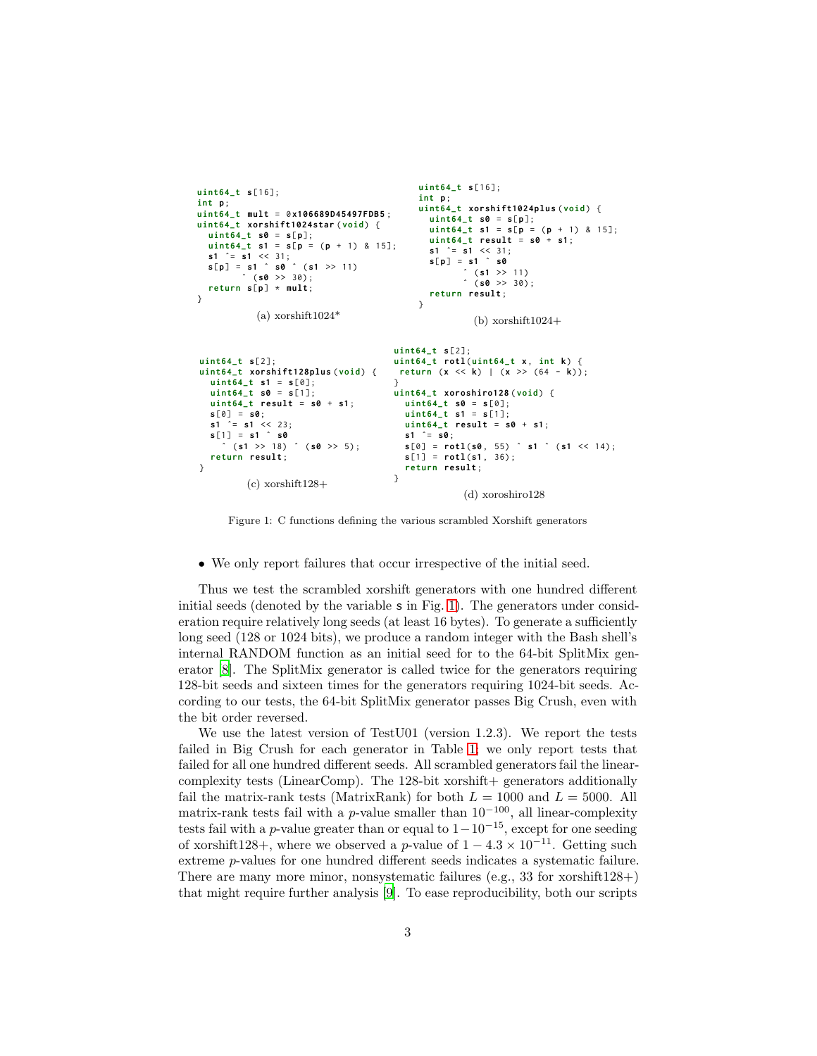```c
uint64_t s[16];
int p;
uint64_t mult = 0x106689D45497FDB5;
uint64_t xorshift1024star(void) {
  uint64_t s0 = s[p];
  uint64_t s1 = s[p = (p + 1) & 15];
  s1 ^= s1 << 31;
  s[p] = s1 ^ s0 ^ (s1 >> 11)
        ^ (s0 >> 30);
  return s[p] * mult;
}
```

(a) xorshift1024*

```c
uint64_t s[16];
int p;
uint64_t xorshift1024plus(void) {
  uint64_t s0 = s[p];
  uint64_t s1 = s[p = (p + 1) & 15];
  uint64_t result = s0 + s1;
  s1 ^= s1 << 31;
  s[p] = s1 ^ s0
        ^ (s1 >> 11)
        ^ (s0 >> 30);
  return result;
}
```

(b) xorshift1024+

```c
uint64_t s[2];
uint64_t xorshift128plus(void) {
  uint64_t s1 = s[0];
  uint64_t s0 = s[1];
  uint64_t result = s0 + s1;
  s[0] = s0;
  s1 ^= s1 << 23;
  s[1] = s1 ^ s0
    ^ (s1 >> 18) ^ (s0 >> 5);
  return result;
}
```

(c) xorshift128+

```c
uint64_t s[2];
uint64_t rotl(uint64_t x, int k) {
 return (x << k) | (x >> (64 - k));
}
uint64_t xoroshiro128(void) {
  uint64_t s0 = s[0];
  uint64_t s1 = s[1];
  uint64_t result = s0 + s1;
  s1 ^= s0;
  s[0] = rotl(s0, 55) ^ s1 ^ (s1 << 14);
  s[1] = rotl(s1, 36);
  return result;
}
```

(d) xoroshiro128

Figure 1: C functions defining the various scrambled Xorshift generators

- We only report failures that occur irrespective of the initial seed.

Thus we test the scrambled xorshift generators with one hundred different initial seeds (denoted by the variable s in Fig. 1). The generators under consideration require relatively long seeds (at least 16 bytes). To generate a sufficiently long seed (128 or 1024 bits), we produce a random integer with the Bash shell's internal RANDOM function as an initial seed for to the 64-bit SplitMix generator [8]. The SplitMix generator is called twice for the generators requiring 128-bit seeds and sixteen times for the generators requiring 1024-bit seeds. According to our tests, the 64-bit SplitMix generator passes Big Crush, even with the bit order reversed.

We use the latest version of TestU01 (version 1.2.3). We report the tests failed in Big Crush for each generator in Table 1; we only report tests that failed for all one hundred different seeds. All scrambled generators fail the linear-complexity tests (LinearComp). The 128-bit xorshift+ generators additionally fail the matrix-rank tests (MatrixRank) for both $L = 1000$ and $L = 5000$. All matrix-rank tests fail with a $p$-value smaller than $10^{-100}$, all linear-complexity tests fail with a $p$-value greater than or equal to $1-10^{-15}$, except for one seeding of xorshift128+, where we observed a $p$-value of $1 - 4.3 \times 10^{-11}$. Getting such extreme $p$-values for one hundred different seeds indicates a systematic failure. There are many more minor, nonsystematic failures (e.g., 33 for xorshift128+) that might require further analysis [9]. To ease reproducibility, both our scripts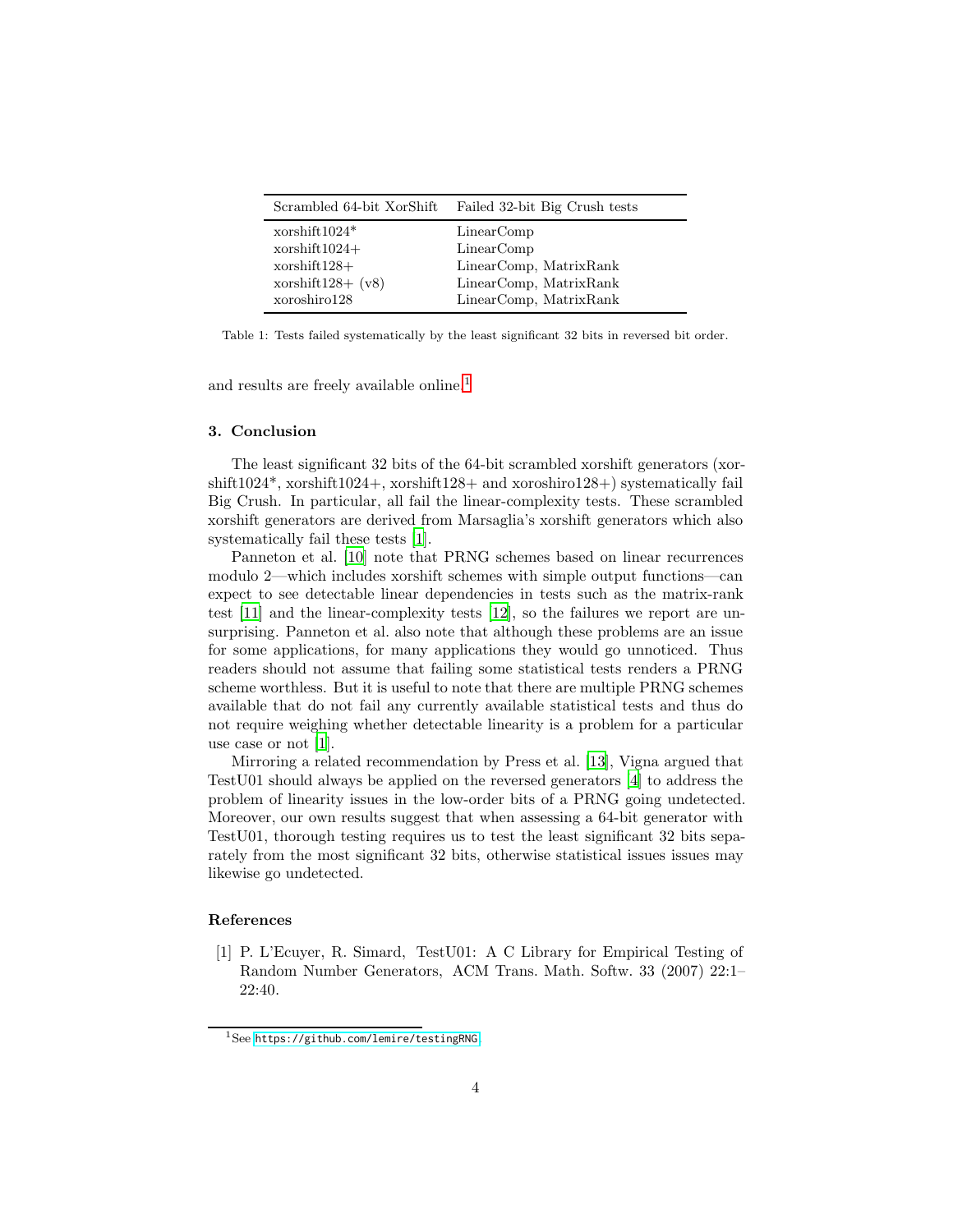| Scrambled 64-bit XorShift | Failed 32-bit Big Crush tests |
|---|---|
| xorshift1024* | LinearComp |
| xorshift1024+ | LinearComp |
| xorshift128+ | LinearComp, MatrixRank |
| xorshift128+ (v8) | LinearComp, MatrixRank |
| xoroshiro128 | LinearComp, MatrixRank |

Table 1: Tests failed systematically by the least significant 32 bits in reversed bit order.

and results are freely available online.[1]

## 3. Conclusion

The least significant 32 bits of the 64-bit scrambled xorshift generators (xorshift1024*, xorshift1024+, xorshift128+ and xoroshiro128+) systematically fail Big Crush. In particular, all fail the linear-complexity tests. These scrambled xorshift generators are derived from Marsaglia's xorshift generators which also systematically fail these tests [1].

Panneton et al. [10] note that PRNG schemes based on linear recurrences modulo 2—which includes xorshift schemes with simple output functions—can expect to see detectable linear dependencies in tests such as the matrix-rank test [11] and the linear-complexity tests [12], so the failures we report are unsurprising. Panneton et al. also note that although these problems are an issue for some applications, for many applications they would go unnoticed. Thus readers should not assume that failing some statistical tests renders a PRNG scheme worthless. But it is useful to note that there are multiple PRNG schemes available that do not fail any currently available statistical tests and thus do not require weighing whether detectable linearity is a problem for a particular use case or not [1].

Mirroring a related recommendation by Press et al. [13], Vigna argued that TestU01 should always be applied on the reversed generators [4] to address the problem of linearity issues in the low-order bits of a PRNG going undetected. Moreover, our own results suggest that when assessing a 64-bit generator with TestU01, thorough testing requires us to test the least significant 32 bits separately from the most significant 32 bits, otherwise statistical issues issues may likewise go undetected.

## References

[1] P. L'Ecuyer, R. Simard, TestU01: A C Library for Empirical Testing of Random Number Generators, ACM Trans. Math. Softw. 33 (2007) 22:1–22:40.

[1] See https://github.com/lemire/testingRNG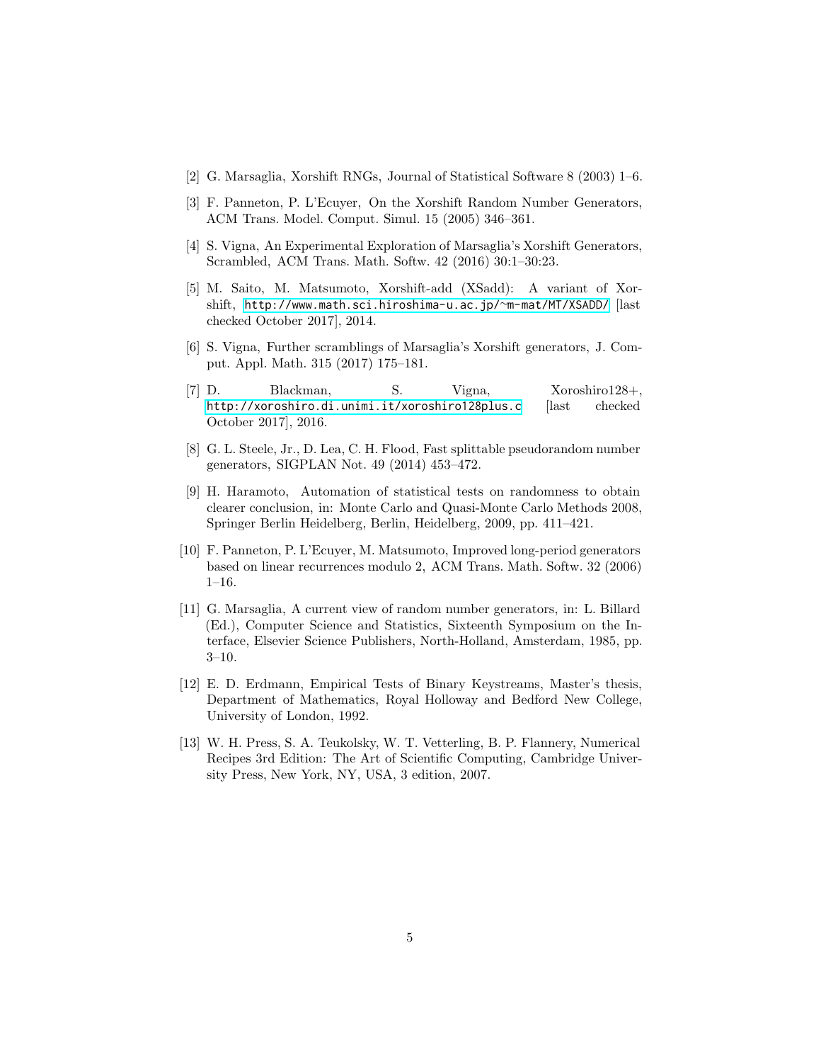[2] G. Marsaglia, Xorshift RNGs, Journal of Statistical Software 8 (2003) 1–6.

[3] F. Panneton, P. L'Ecuyer, On the Xorshift Random Number Generators, ACM Trans. Model. Comput. Simul. 15 (2005) 346–361.

[4] S. Vigna, An Experimental Exploration of Marsaglia's Xorshift Generators, Scrambled, ACM Trans. Math. Softw. 42 (2016) 30:1–30:23.

[5] M. Saito, M. Matsumoto, Xorshift-add (XSadd): A variant of Xorshift, http://www.math.sci.hiroshima-u.ac.jp/~m-mat/MT/XSADD/ [last checked October 2017], 2014.

[6] S. Vigna, Further scramblings of Marsaglia's Xorshift generators, J. Comput. Appl. Math. 315 (2017) 175–181.

[7] D. Blackman, S. Vigna, Xoroshiro128+, http://xoroshiro.di.unimi.it/xoroshiro128plus.c [last checked October 2017], 2016.

[8] G. L. Steele, Jr., D. Lea, C. H. Flood, Fast splittable pseudorandom number generators, SIGPLAN Not. 49 (2014) 453–472.

[9] H. Haramoto, Automation of statistical tests on randomness to obtain clearer conclusion, in: Monte Carlo and Quasi-Monte Carlo Methods 2008, Springer Berlin Heidelberg, Berlin, Heidelberg, 2009, pp. 411–421.

[10] F. Panneton, P. L'Ecuyer, M. Matsumoto, Improved long-period generators based on linear recurrences modulo 2, ACM Trans. Math. Softw. 32 (2006) 1–16.

[11] G. Marsaglia, A current view of random number generators, in: L. Billard (Ed.), Computer Science and Statistics, Sixteenth Symposium on the Interface, Elsevier Science Publishers, North-Holland, Amsterdam, 1985, pp. 3–10.

[12] E. D. Erdmann, Empirical Tests of Binary Keystreams, Master's thesis, Department of Mathematics, Royal Holloway and Bedford New College, University of London, 1992.

[13] W. H. Press, S. A. Teukolsky, W. T. Vetterling, B. P. Flannery, Numerical Recipes 3rd Edition: The Art of Scientific Computing, Cambridge University Press, New York, NY, USA, 3 edition, 2007.